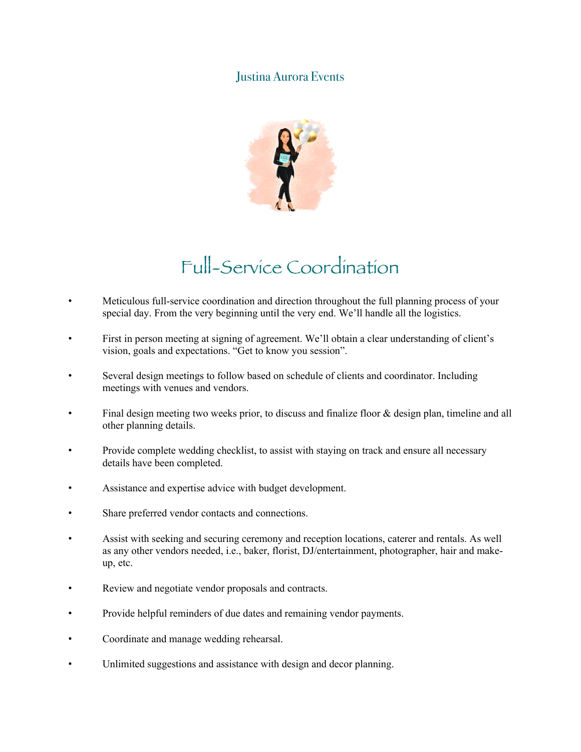Justina Aurora Events

# Full-Service Coordination

- Meticulous full-service coordination and direction throughout the full planning process of your special day. From the very beginning until the very end. We'll handle all the logistics.
- First in person meeting at signing of agreement. We'll obtain a clear understanding of client's vision, goals and expectations. "Get to know you session".
- Several design meetings to follow based on schedule of clients and coordinator. Including meetings with venues and vendors.
- Final design meeting two weeks prior, to discuss and finalize floor & design plan, timeline and all other planning details.
- Provide complete wedding checklist, to assist with staying on track and ensure all necessary details have been completed.
- Assistance and expertise advice with budget development.
- Share preferred vendor contacts and connections.
- Assist with seeking and securing ceremony and reception locations, caterer and rentals. As well as any other vendors needed, i.e., baker, florist, DJ/entertainment, photographer, hair and make-up, etc.
- Review and negotiate vendor proposals and contracts.
- Provide helpful reminders of due dates and remaining vendor payments.
- Coordinate and manage wedding rehearsal.
- Unlimited suggestions and assistance with design and decor planning.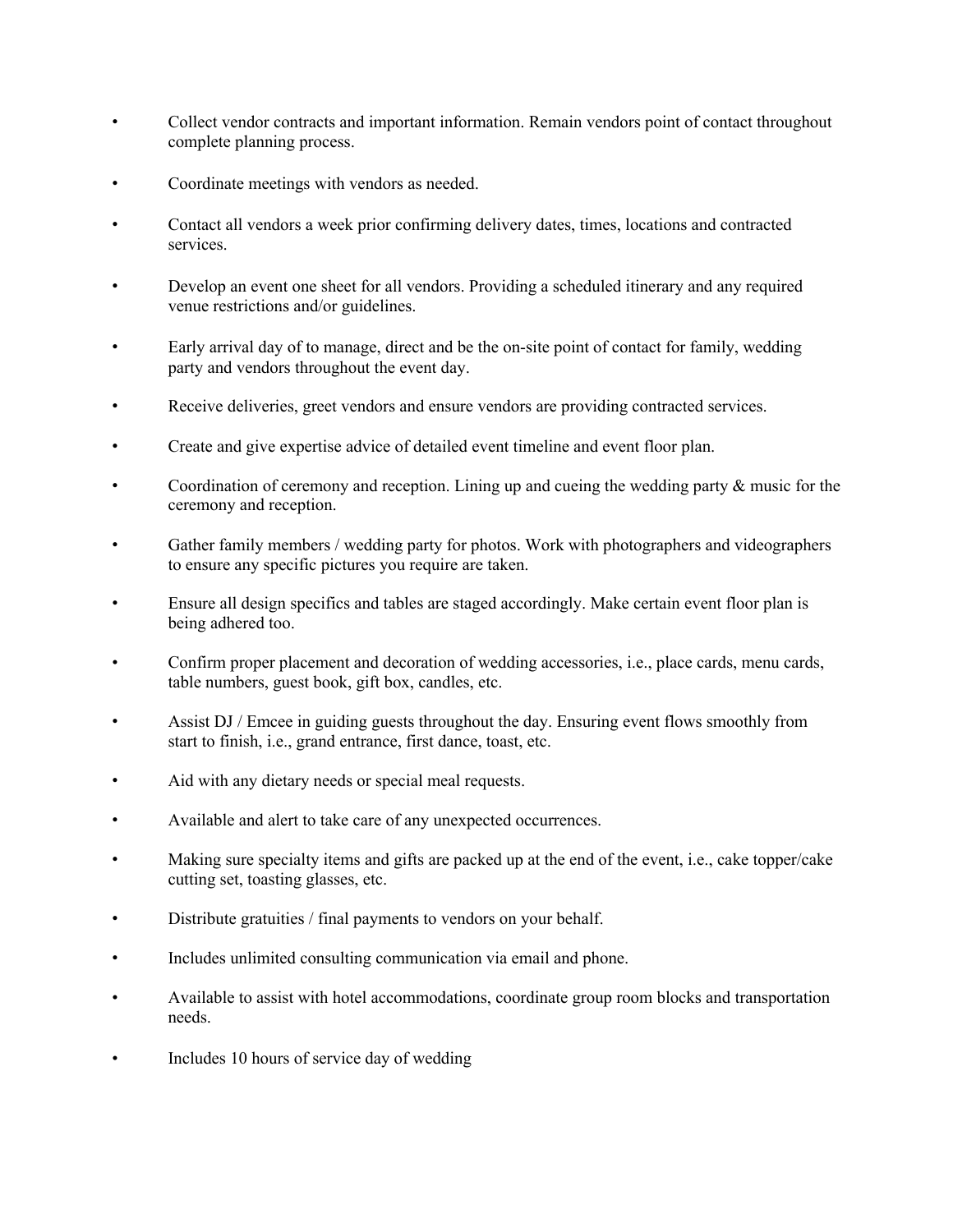- Collect vendor contracts and important information. Remain vendors point of contact throughout complete planning process.
- Coordinate meetings with vendors as needed.
- Contact all vendors a week prior confirming delivery dates, times, locations and contracted services.
- Develop an event one sheet for all vendors. Providing a scheduled itinerary and any required venue restrictions and/or guidelines.
- Early arrival day of to manage, direct and be the on-site point of contact for family, wedding party and vendors throughout the event day.
- Receive deliveries, greet vendors and ensure vendors are providing contracted services.
- Create and give expertise advice of detailed event timeline and event floor plan.
- Coordination of ceremony and reception. Lining up and cueing the wedding party & music for the ceremony and reception.
- Gather family members / wedding party for photos. Work with photographers and videographers to ensure any specific pictures you require are taken.
- Ensure all design specifics and tables are staged accordingly. Make certain event floor plan is being adhered too.
- Confirm proper placement and decoration of wedding accessories, i.e., place cards, menu cards, table numbers, guest book, gift box, candles, etc.
- Assist DJ / Emcee in guiding guests throughout the day. Ensuring event flows smoothly from start to finish, i.e., grand entrance, first dance, toast, etc.
- Aid with any dietary needs or special meal requests.
- Available and alert to take care of any unexpected occurrences.
- Making sure specialty items and gifts are packed up at the end of the event, i.e., cake topper/cake cutting set, toasting glasses, etc.
- Distribute gratuities / final payments to vendors on your behalf.
- Includes unlimited consulting communication via email and phone.
- Available to assist with hotel accommodations, coordinate group room blocks and transportation needs.
- Includes 10 hours of service day of wedding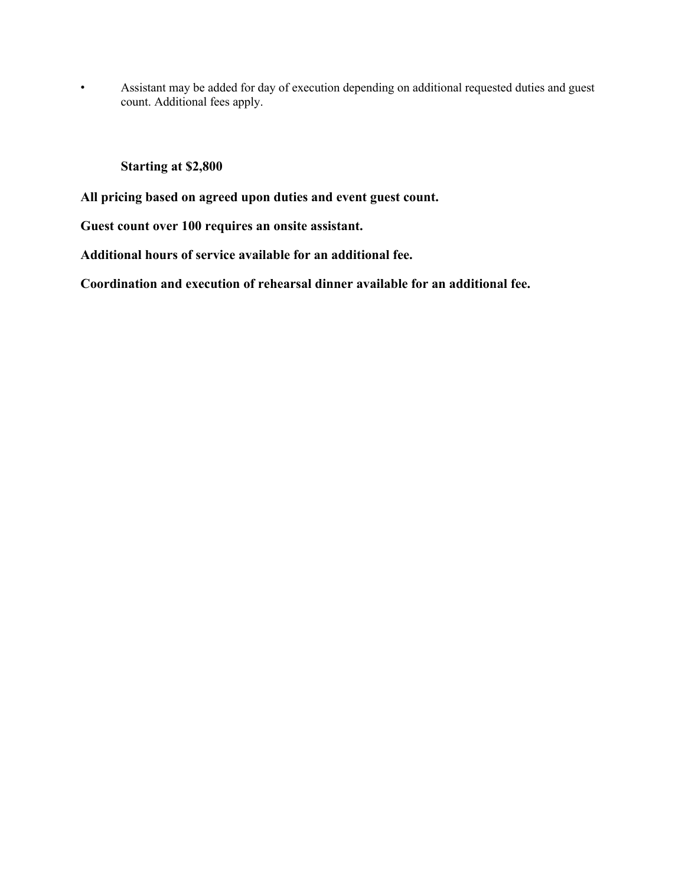- Assistant may be added for day of execution depending on additional requested duties and guest count. Additional fees apply.

**Starting at $2,800**

**All pricing based on agreed upon duties and event guest count.**

**Guest count over 100 requires an onsite assistant.**

**Additional hours of service available for an additional fee.**

**Coordination and execution of rehearsal dinner available for an additional fee.**